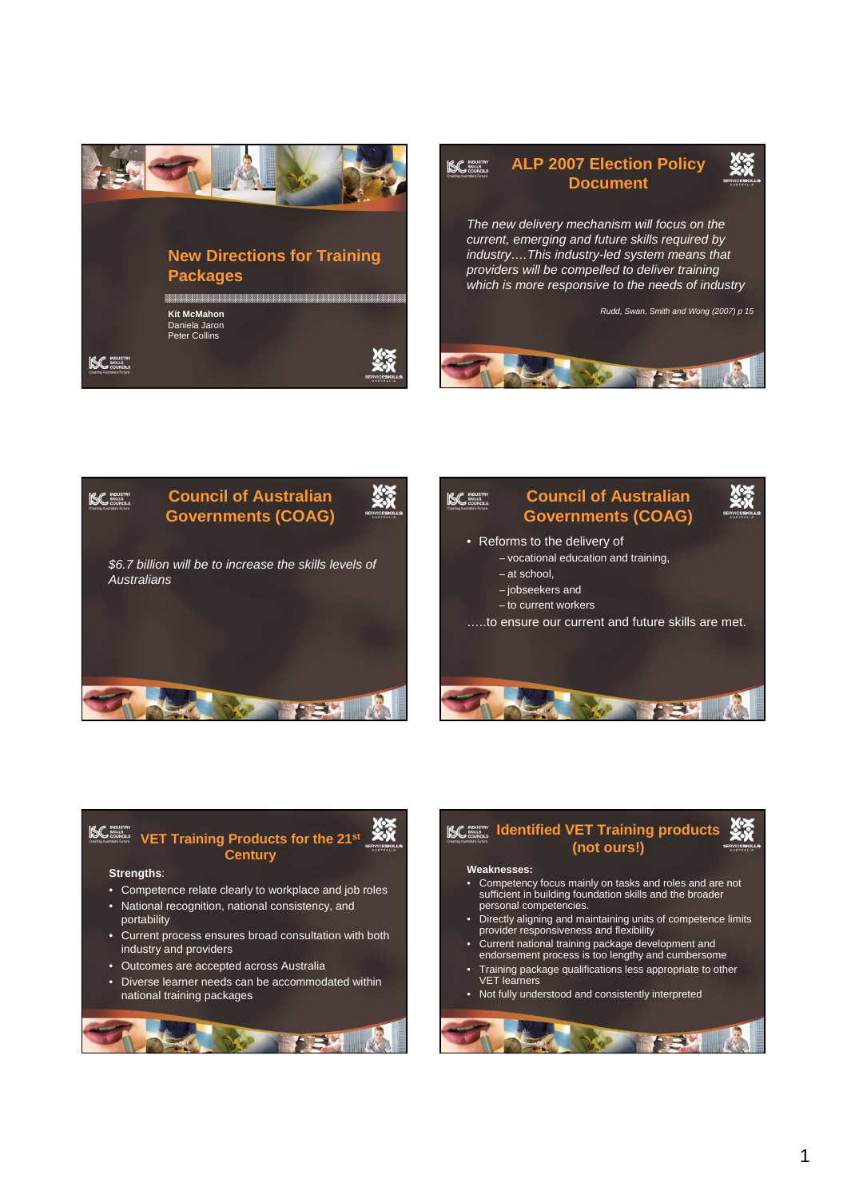# New Directions for Training Packages

**Kit McMahon**
Daniela Jaron
Peter Collins

## ALP 2007 Election Policy Document

*The new delivery mechanism will focus on the current, emerging and future skills required by industry….This industry-led system means that providers will be compelled to deliver training which is more responsive to the needs of industry*

*Rudd, Swan, Smith and Wong (2007) p 15*

## Council of Australian Governments (COAG)

*$6.7 billion will be to increase the skills levels of Australians*

## Council of Australian Governments (COAG)

- Reforms to the delivery of
  - vocational education and training,
  - at school,
  - jobseekers and
  - to current workers

…..to ensure our current and future skills are met.

## VET Training Products for the 21st Century

**Strengths**:

- Competence relate clearly to workplace and job roles
- National recognition, national consistency, and portability
- Current process ensures broad consultation with both industry and providers
- Outcomes are accepted across Australia
- Diverse learner needs can be accommodated within national training packages

## Identified VET Training products (not ours!)

**Weaknesses:**

- Competency focus mainly on tasks and roles and are not sufficient in building foundation skills and the broader personal competencies.
- Directly aligning and maintaining units of competence limits provider responsiveness and flexibility
- Current national training package development and endorsement process is too lengthy and cumbersome
- Training package qualifications less appropriate to other VET learners
- Not fully understood and consistently interpreted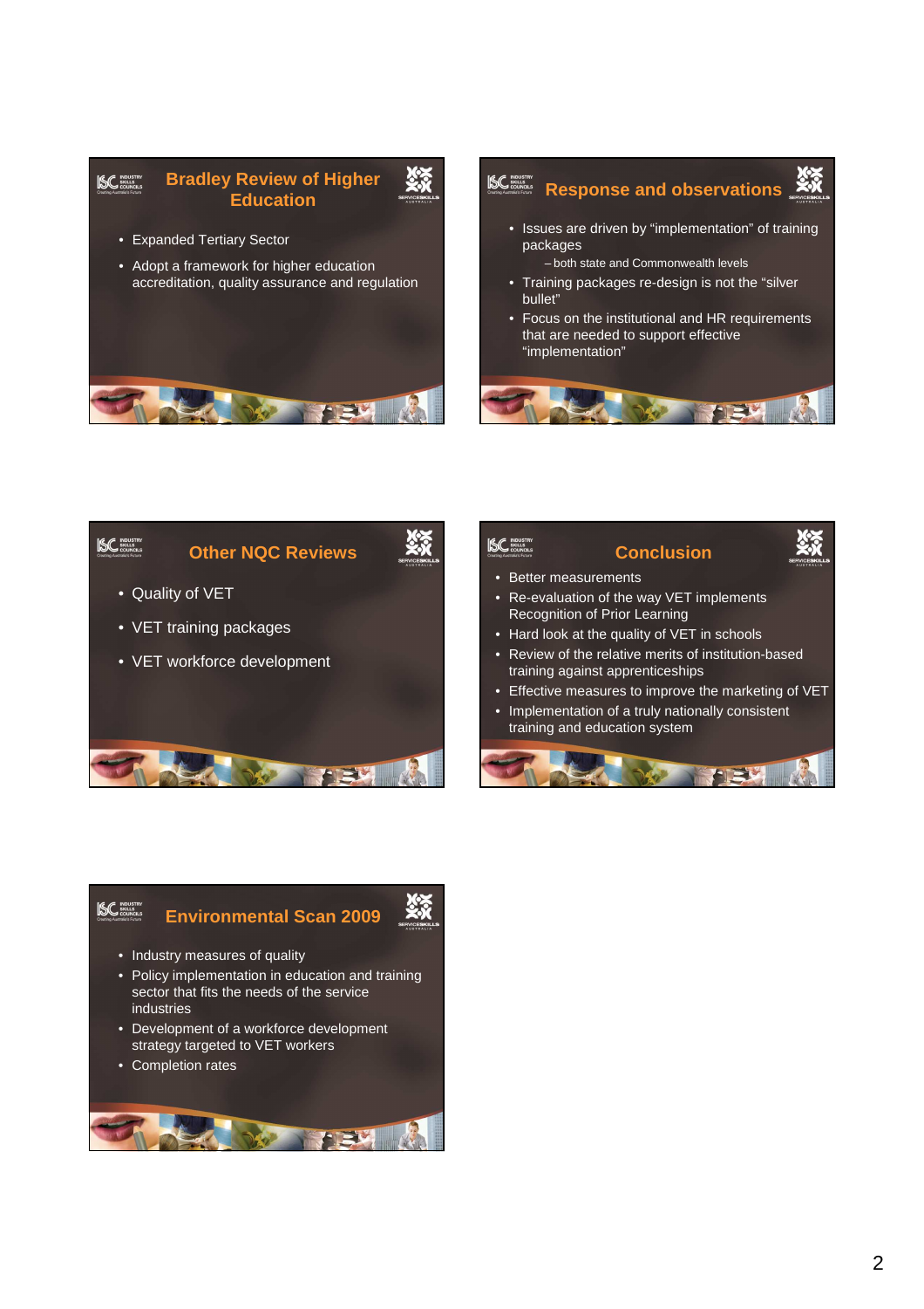## Bradley Review of Higher Education

- Expanded Tertiary Sector
- Adopt a framework for higher education accreditation, quality assurance and regulation

## Response and observations

- Issues are driven by "implementation" of training packages
  - both state and Commonwealth levels
- Training packages re-design is not the "silver bullet"
- Focus on the institutional and HR requirements that are needed to support effective "implementation"

## Other NQC Reviews

- Quality of VET
- VET training packages
- VET workforce development

## Conclusion

- Better measurements
- Re-evaluation of the way VET implements Recognition of Prior Learning
- Hard look at the quality of VET in schools
- Review of the relative merits of institution-based training against apprenticeships
- Effective measures to improve the marketing of VET
- Implementation of a truly nationally consistent training and education system

## Environmental Scan 2009

- Industry measures of quality
- Policy implementation in education and training sector that fits the needs of the service industries
- Development of a workforce development strategy targeted to VET workers
- Completion rates